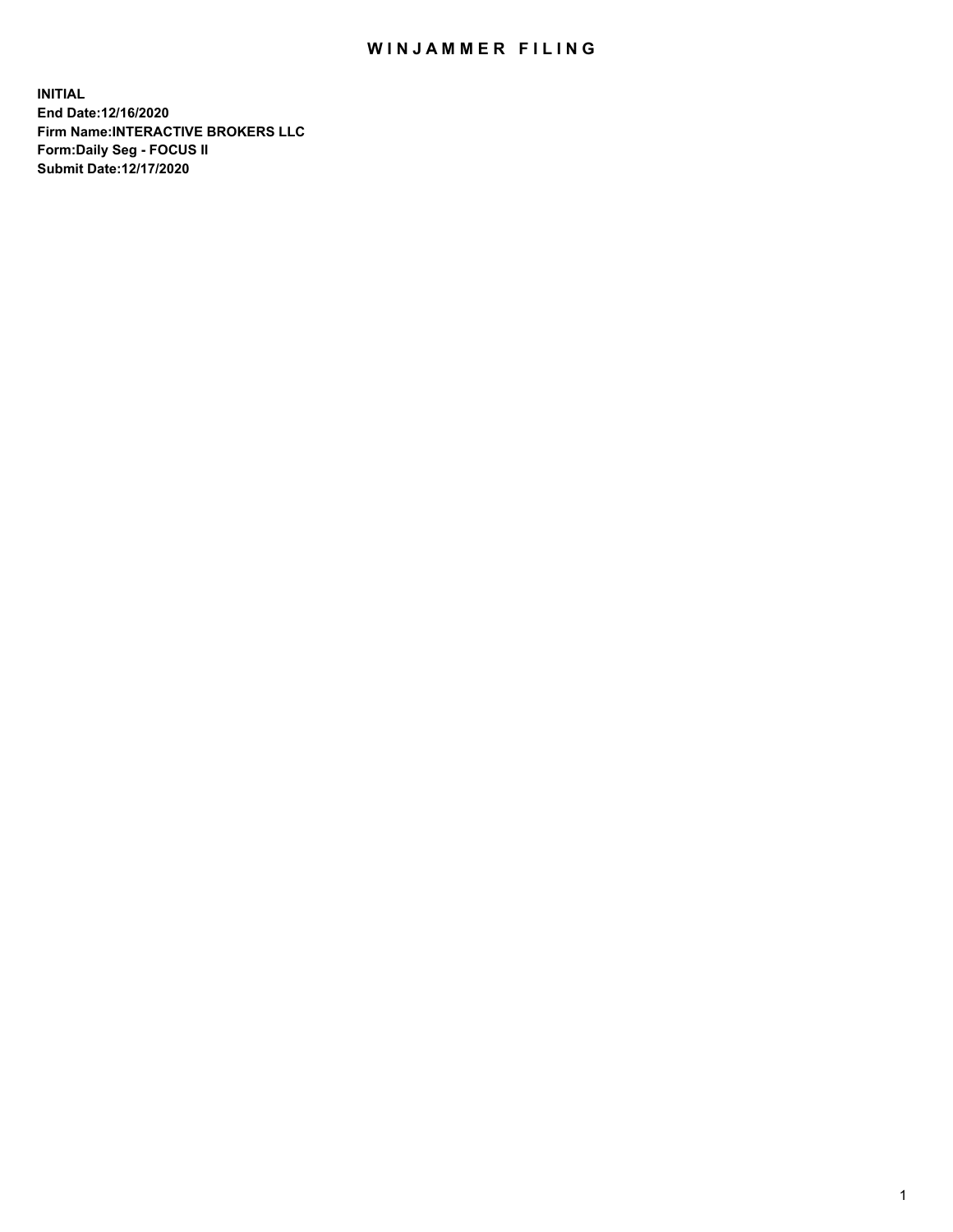# WINJAMMER FILING

**INITIAL**
**End Date:12/16/2020**
**Firm Name:INTERACTIVE BROKERS LLC**
**Form:Daily Seg - FOCUS II**
**Submit Date:12/17/2020**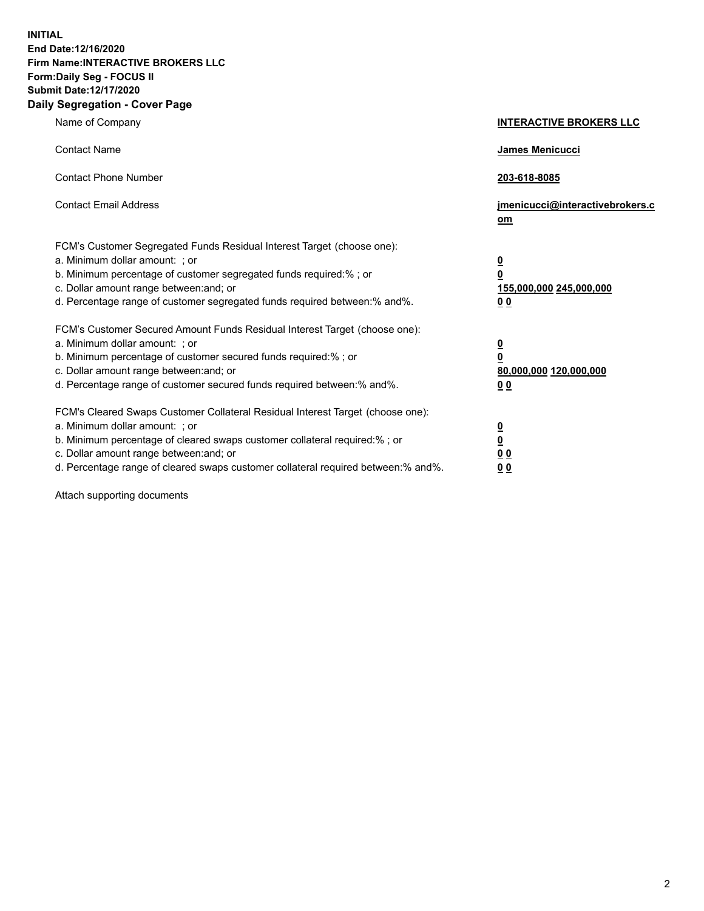**INITIAL**
**End Date:12/16/2020**
**Firm Name:INTERACTIVE BROKERS LLC**
**Form:Daily Seg - FOCUS II**
**Submit Date:12/17/2020**
**Daily Segregation - Cover Page**

| | |
|---|---|
| Name of Company | **INTERACTIVE BROKERS LLC** |
| Contact Name | **James Menicucci** |
| Contact Phone Number | **203-618-8085** |
| Contact Email Address | **jmenicucci@interactivebrokers.com** |
| FCM's Customer Segregated Funds Residual Interest Target (choose one): | |
| a. Minimum dollar amount: ; or | **0** |
| b. Minimum percentage of customer segregated funds required:% ; or | **0** |
| c. Dollar amount range between:and; or | **155,000,000 245,000,000** |
| d. Percentage range of customer segregated funds required between:% and%. | **0 0** |
| FCM's Customer Secured Amount Funds Residual Interest Target (choose one): | |
| a. Minimum dollar amount: ; or | **0** |
| b. Minimum percentage of customer secured funds required:% ; or | **0** |
| c. Dollar amount range between:and; or | **80,000,000 120,000,000** |
| d. Percentage range of customer secured funds required between:% and%. | **0 0** |
| FCM's Cleared Swaps Customer Collateral Residual Interest Target (choose one): | |
| a. Minimum dollar amount: ; or | **0** |
| b. Minimum percentage of cleared swaps customer collateral required:% ; or | **0** |
| c. Dollar amount range between:and; or | **0 0** |
| d. Percentage range of cleared swaps customer collateral required between:% and%. | **0 0** |

Attach supporting documents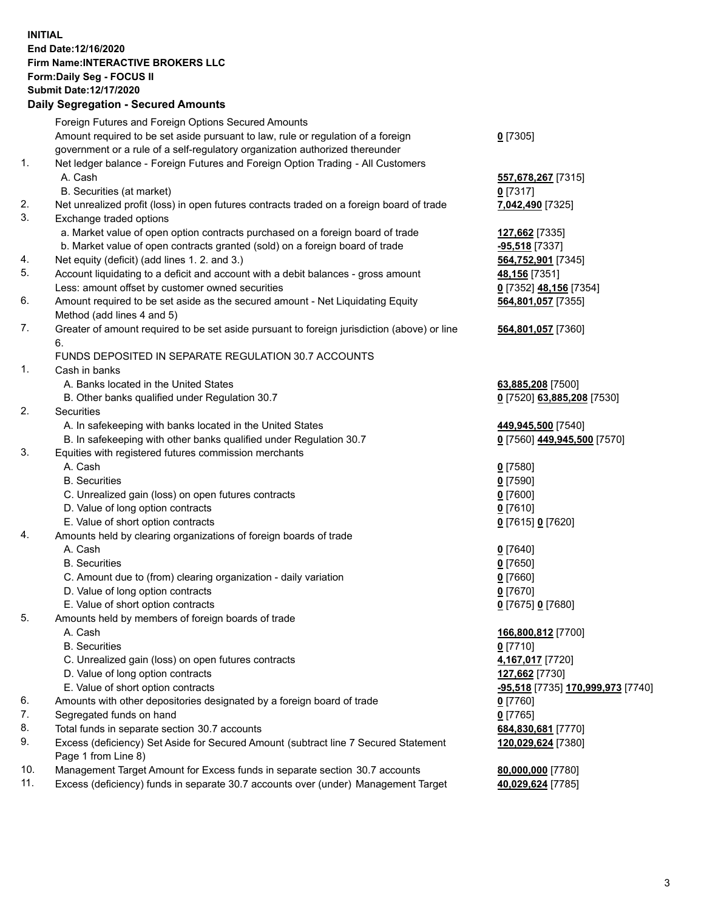**INITIAL**
**End Date:12/16/2020**
**Firm Name:INTERACTIVE BROKERS LLC**
**Form:Daily Seg - FOCUS II**
**Submit Date:12/17/2020**

### Daily Segregation - Secured Amounts

| | | |
|---|---|---|
| | Foreign Futures and Foreign Options Secured Amounts | |
| | Amount required to be set aside pursuant to law, rule or regulation of a foreign government or a rule of a self-regulatory organization authorized thereunder | **0** [7305] |
| 1. | Net ledger balance - Foreign Futures and Foreign Option Trading - All Customers | |
| | A. Cash | **557,678,267** [7315] |
| | B. Securities (at market) | **0** [7317] |
| 2. | Net unrealized profit (loss) in open futures contracts traded on a foreign board of trade | **7,042,490** [7325] |
| 3. | Exchange traded options | |
| | a. Market value of open option contracts purchased on a foreign board of trade | **127,662** [7335] |
| | b. Market value of open contracts granted (sold) on a foreign board of trade | **-95,518** [7337] |
| 4. | Net equity (deficit) (add lines 1. 2. and 3.) | **564,752,901** [7345] |
| 5. | Account liquidating to a deficit and account with a debit balances - gross amount | **48,156** [7351] |
| | Less: amount offset by customer owned securities | **0** [7352] **48,156** [7354] |
| 6. | Amount required to be set aside as the secured amount - Net Liquidating Equity Method (add lines 4 and 5) | **564,801,057** [7355] |
| 7. | Greater of amount required to be set aside pursuant to foreign jurisdiction (above) or line 6. | **564,801,057** [7360] |
| | FUNDS DEPOSITED IN SEPARATE REGULATION 30.7 ACCOUNTS | |
| 1. | Cash in banks | |
| | A. Banks located in the United States | **63,885,208** [7500] |
| | B. Other banks qualified under Regulation 30.7 | **0** [7520] **63,885,208** [7530] |
| 2. | Securities | |
| | A. In safekeeping with banks located in the United States | **449,945,500** [7540] |
| | B. In safekeeping with other banks qualified under Regulation 30.7 | **0** [7560] **449,945,500** [7570] |
| 3. | Equities with registered futures commission merchants | |
| | A. Cash | **0** [7580] |
| | B. Securities | **0** [7590] |
| | C. Unrealized gain (loss) on open futures contracts | **0** [7600] |
| | D. Value of long option contracts | **0** [7610] |
| | E. Value of short option contracts | **0** [7615] **0** [7620] |
| 4. | Amounts held by clearing organizations of foreign boards of trade | |
| | A. Cash | **0** [7640] |
| | B. Securities | **0** [7650] |
| | C. Amount due to (from) clearing organization - daily variation | **0** [7660] |
| | D. Value of long option contracts | **0** [7670] |
| | E. Value of short option contracts | **0** [7675] **0** [7680] |
| 5. | Amounts held by members of foreign boards of trade | |
| | A. Cash | **166,800,812** [7700] |
| | B. Securities | **0** [7710] |
| | C. Unrealized gain (loss) on open futures contracts | **4,167,017** [7720] |
| | D. Value of long option contracts | **127,662** [7730] |
| | E. Value of short option contracts | **-95,518** [7735] **170,999,973** [7740] |
| 6. | Amounts with other depositories designated by a foreign board of trade | **0** [7760] |
| 7. | Segregated funds on hand | **0** [7765] |
| 8. | Total funds in separate section 30.7 accounts | **684,830,681** [7770] |
| 9. | Excess (deficiency) Set Aside for Secured Amount (subtract line 7 Secured Statement Page 1 from Line 8) | **120,029,624** [7380] |
| 10. | Management Target Amount for Excess funds in separate section 30.7 accounts | **80,000,000** [7780] |
| 11. | Excess (deficiency) funds in separate 30.7 accounts over (under) Management Target | **40,029,624** [7785] |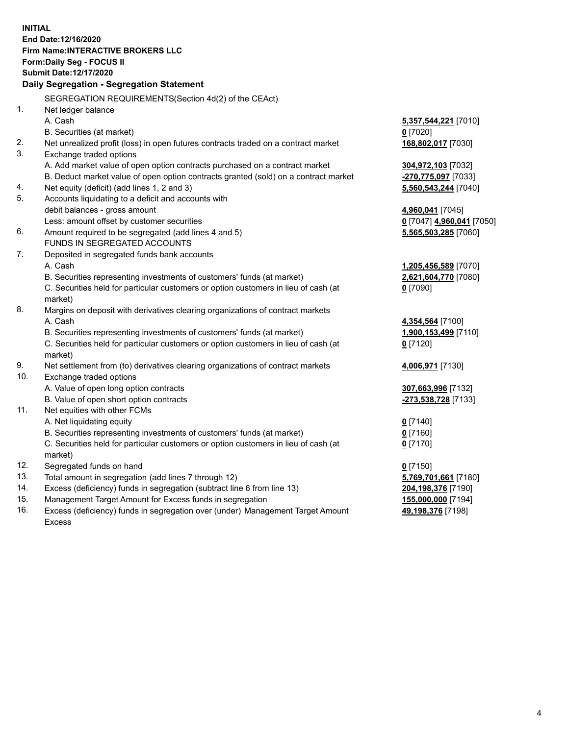**INITIAL**
**End Date:12/16/2020**
**Firm Name:INTERACTIVE BROKERS LLC**
**Form:Daily Seg - FOCUS II**
**Submit Date:12/17/2020**
**Daily Segregation - Segregation Statement**

SEGREGATION REQUIREMENTS(Section 4d(2) of the CEAct)

| | | |
|---|---|---|
| 1. | Net ledger balance | |
| | A. Cash | **5,357,544,221** [7010] |
| | B. Securities (at market) | **0** [7020] |
| 2. | Net unrealized profit (loss) in open futures contracts traded on a contract market | **168,802,017** [7030] |
| 3. | Exchange traded options | |
| | A. Add market value of open option contracts purchased on a contract market | **304,972,103** [7032] |
| | B. Deduct market value of open option contracts granted (sold) on a contract market | **-270,775,097** [7033] |
| 4. | Net equity (deficit) (add lines 1, 2 and 3) | **5,560,543,244** [7040] |
| 5. | Accounts liquidating to a deficit and accounts with debit balances - gross amount | **4,960,041** [7045] |
| | Less: amount offset by customer securities | **0** [7047] **4,960,041** [7050] |
| 6. | Amount required to be segregated (add lines 4 and 5) | **5,565,503,285** [7060] |
| | FUNDS IN SEGREGATED ACCOUNTS | |
| 7. | Deposited in segregated funds bank accounts | |
| | A. Cash | **1,205,456,589** [7070] |
| | B. Securities representing investments of customers' funds (at market) | **2,621,604,770** [7080] |
| | C. Securities held for particular customers or option customers in lieu of cash (at market) | **0** [7090] |
| 8. | Margins on deposit with derivatives clearing organizations of contract markets | |
| | A. Cash | **4,354,564** [7100] |
| | B. Securities representing investments of customers' funds (at market) | **1,900,153,499** [7110] |
| | C. Securities held for particular customers or option customers in lieu of cash (at market) | **0** [7120] |
| 9. | Net settlement from (to) derivatives clearing organizations of contract markets | **4,006,971** [7130] |
| 10. | Exchange traded options | |
| | A. Value of open long option contracts | **307,663,996** [7132] |
| | B. Value of open short option contracts | **-273,538,728** [7133] |
| 11. | Net equities with other FCMs | |
| | A. Net liquidating equity | **0** [7140] |
| | B. Securities representing investments of customers' funds (at market) | **0** [7160] |
| | C. Securities held for particular customers or option customers in lieu of cash (at market) | **0** [7170] |
| 12. | Segregated funds on hand | **0** [7150] |
| 13. | Total amount in segregation (add lines 7 through 12) | **5,769,701,661** [7180] |
| 14. | Excess (deficiency) funds in segregation (subtract line 6 from line 13) | **204,198,376** [7190] |
| 15. | Management Target Amount for Excess funds in segregation | **155,000,000** [7194] |
| 16. | Excess (deficiency) funds in segregation over (under) Management Target Amount Excess | **49,198,376** [7198] |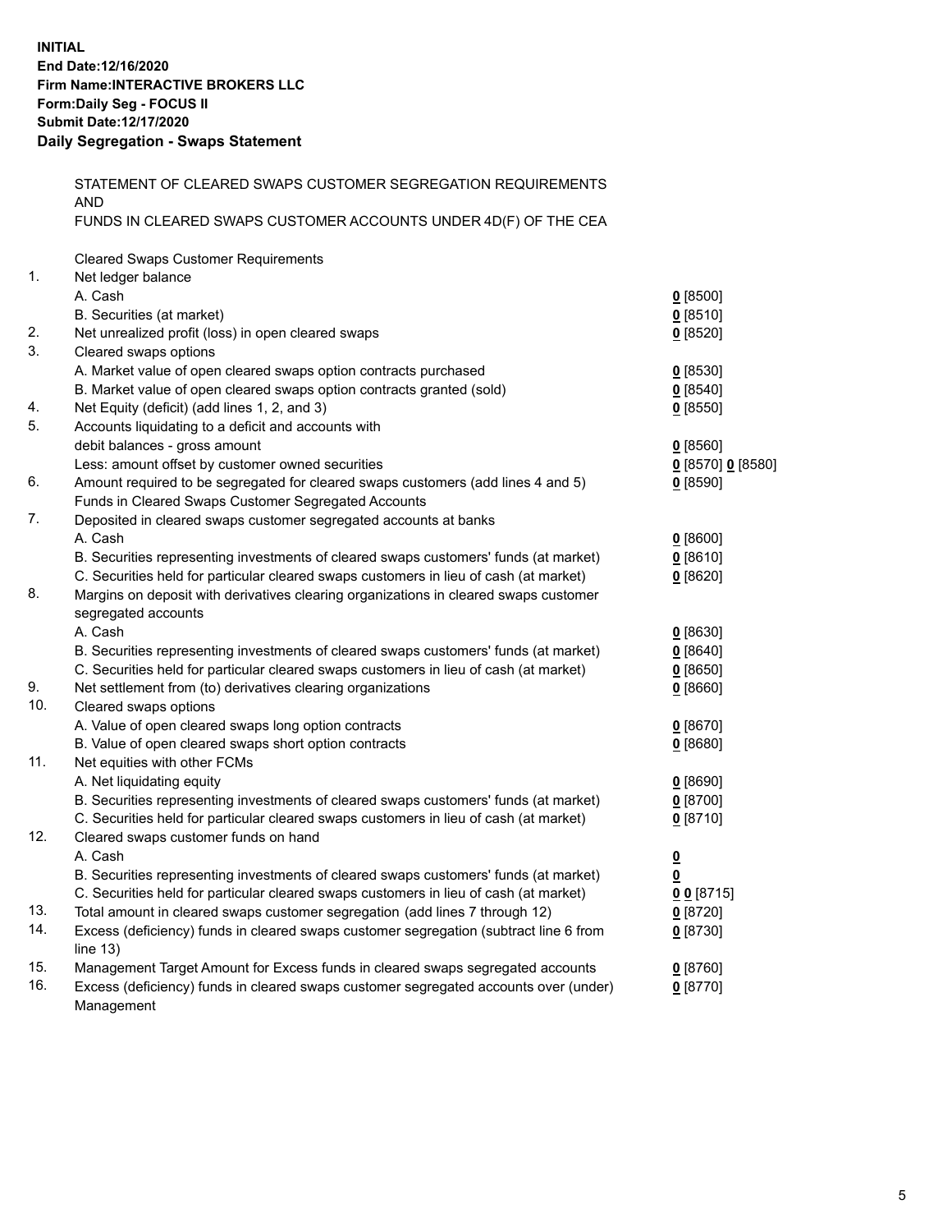**INITIAL**
**End Date:12/16/2020**
**Firm Name:INTERACTIVE BROKERS LLC**
**Form:Daily Seg - FOCUS II**
**Submit Date:12/17/2020**
**Daily Segregation - Swaps Statement**

STATEMENT OF CLEARED SWAPS CUSTOMER SEGREGATION REQUIREMENTS AND FUNDS IN CLEARED SWAPS CUSTOMER ACCOUNTS UNDER 4D(F) OF THE CEA

| | | |
|---|---|---|
| | Cleared Swaps Customer Requirements | |
| 1. | Net ledger balance | |
| | A. Cash | 0 [8500] |
| | B. Securities (at market) | 0 [8510] |
| 2. | Net unrealized profit (loss) in open cleared swaps | 0 [8520] |
| 3. | Cleared swaps options | |
| | A. Market value of open cleared swaps option contracts purchased | 0 [8530] |
| | B. Market value of open cleared swaps option contracts granted (sold) | 0 [8540] |
| 4. | Net Equity (deficit) (add lines 1, 2, and 3) | 0 [8550] |
| 5. | Accounts liquidating to a deficit and accounts with debit balances - gross amount | 0 [8560] |
| | Less: amount offset by customer owned securities | 0 [8570] 0 [8580] |
| 6. | Amount required to be segregated for cleared swaps customers (add lines 4 and 5) | 0 [8590] |
| | Funds in Cleared Swaps Customer Segregated Accounts | |
| 7. | Deposited in cleared swaps customer segregated accounts at banks | |
| | A. Cash | 0 [8600] |
| | B. Securities representing investments of cleared swaps customers' funds (at market) | 0 [8610] |
| | C. Securities held for particular cleared swaps customers in lieu of cash (at market) | 0 [8620] |
| 8. | Margins on deposit with derivatives clearing organizations in cleared swaps customer segregated accounts | |
| | A. Cash | 0 [8630] |
| | B. Securities representing investments of cleared swaps customers' funds (at market) | 0 [8640] |
| | C. Securities held for particular cleared swaps customers in lieu of cash (at market) | 0 [8650] |
| 9. | Net settlement from (to) derivatives clearing organizations | 0 [8660] |
| 10. | Cleared swaps options | |
| | A. Value of open cleared swaps long option contracts | 0 [8670] |
| | B. Value of open cleared swaps short option contracts | 0 [8680] |
| 11. | Net equities with other FCMs | |
| | A. Net liquidating equity | 0 [8690] |
| | B. Securities representing investments of cleared swaps customers' funds (at market) | 0 [8700] |
| | C. Securities held for particular cleared swaps customers in lieu of cash (at market) | 0 [8710] |
| 12. | Cleared swaps customer funds on hand | |
| | A. Cash | 0 |
| | B. Securities representing investments of cleared swaps customers' funds (at market) | 0 |
| | C. Securities held for particular cleared swaps customers in lieu of cash (at market) | 0 0 [8715] |
| 13. | Total amount in cleared swaps customer segregation (add lines 7 through 12) | 0 [8720] |
| 14. | Excess (deficiency) funds in cleared swaps customer segregation (subtract line 6 from line 13) | 0 [8730] |
| 15. | Management Target Amount for Excess funds in cleared swaps segregated accounts | 0 [8760] |
| 16. | Excess (deficiency) funds in cleared swaps customer segregated accounts over (under) Management | 0 [8770] |